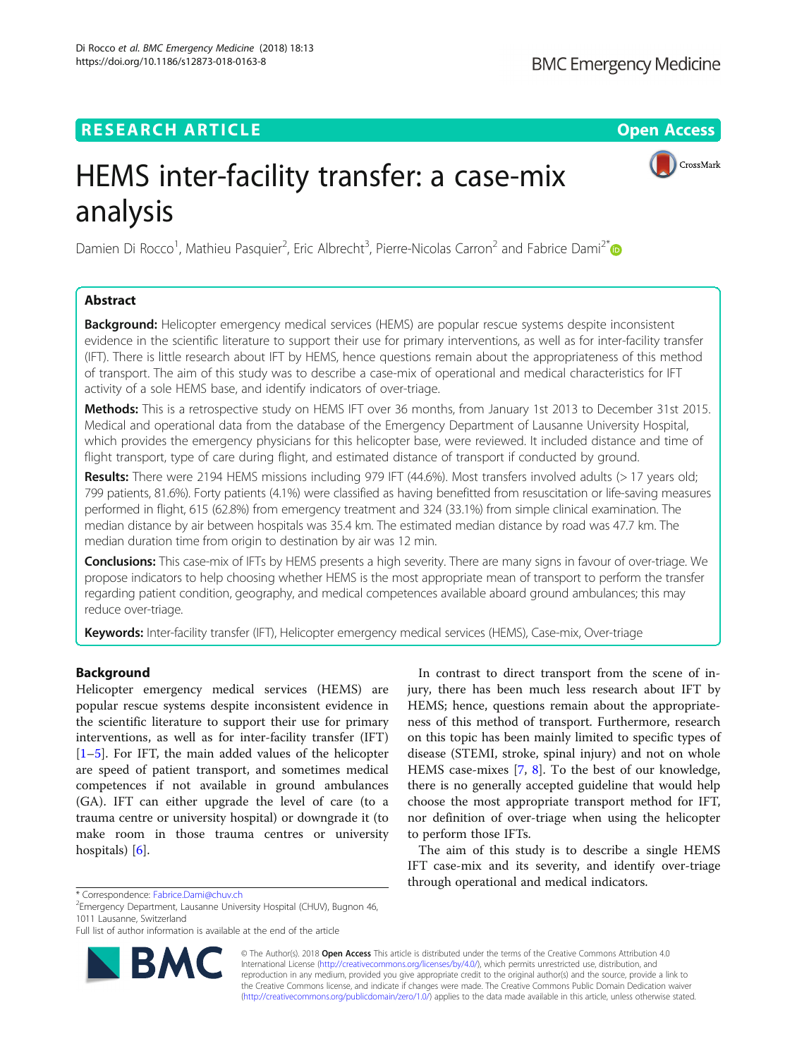RESEARCH ARTICLE

Open Access

# HEMS inter-facility transfer: a case-mix analysis

Damien Di Rocco[1], Mathieu Pasquier[2], Eric Albrecht[3], Pierre-Nicolas Carron[2] and Fabrice Dami[2*]

## Abstract

**Background:** Helicopter emergency medical services (HEMS) are popular rescue systems despite inconsistent evidence in the scientific literature to support their use for primary interventions, as well as for inter-facility transfer (IFT). There is little research about IFT by HEMS, hence questions remain about the appropriateness of this method of transport. The aim of this study was to describe a case-mix of operational and medical characteristics for IFT activity of a sole HEMS base, and identify indicators of over-triage.

**Methods:** This is a retrospective study on HEMS IFT over 36 months, from January 1st 2013 to December 31st 2015. Medical and operational data from the database of the Emergency Department of Lausanne University Hospital, which provides the emergency physicians for this helicopter base, were reviewed. It included distance and time of flight transport, type of care during flight, and estimated distance of transport if conducted by ground.

**Results:** There were 2194 HEMS missions including 979 IFT (44.6%). Most transfers involved adults (> 17 years old; 799 patients, 81.6%). Forty patients (4.1%) were classified as having benefitted from resuscitation or life-saving measures performed in flight, 615 (62.8%) from emergency treatment and 324 (33.1%) from simple clinical examination. The median distance by air between hospitals was 35.4 km. The estimated median distance by road was 47.7 km. The median duration time from origin to destination by air was 12 min.

**Conclusions:** This case-mix of IFTs by HEMS presents a high severity. There are many signs in favour of over-triage. We propose indicators to help choosing whether HEMS is the most appropriate mean of transport to perform the transfer regarding patient condition, geography, and medical competences available aboard ground ambulances; this may reduce over-triage.

**Keywords:** Inter-facility transfer (IFT), Helicopter emergency medical services (HEMS), Case-mix, Over-triage

## Background

Helicopter emergency medical services (HEMS) are popular rescue systems despite inconsistent evidence in the scientific literature to support their use for primary interventions, as well as for inter-facility transfer (IFT) [1–5]. For IFT, the main added values of the helicopter are speed of patient transport, and sometimes medical competences if not available in ground ambulances (GA). IFT can either upgrade the level of care (to a trauma centre or university hospital) or downgrade it (to make room in those trauma centres or university hospitals) [6].

In contrast to direct transport from the scene of injury, there has been much less research about IFT by HEMS; hence, questions remain about the appropriateness of this method of transport. Furthermore, research on this topic has been mainly limited to specific types of disease (STEMI, stroke, spinal injury) and not on whole HEMS case-mixes [7, 8]. To the best of our knowledge, there is no generally accepted guideline that would help choose the most appropriate transport method for IFT, nor definition of over-triage when using the helicopter to perform those IFTs.

The aim of this study is to describe a single HEMS IFT case-mix and its severity, and identify over-triage through operational and medical indicators.

\* Correspondence: Fabrice.Dami@chuv.ch
[2]Emergency Department, Lausanne University Hospital (CHUV), Bugnon 46, 1011 Lausanne, Switzerland
Full list of author information is available at the end of the article

© The Author(s). 2018 **Open Access** This article is distributed under the terms of the Creative Commons Attribution 4.0 International License (http://creativecommons.org/licenses/by/4.0/), which permits unrestricted use, distribution, and reproduction in any medium, provided you give appropriate credit to the original author(s) and the source, provide a link to the Creative Commons license, and indicate if changes were made. The Creative Commons Public Domain Dedication waiver (http://creativecommons.org/publicdomain/zero/1.0/) applies to the data made available in this article, unless otherwise stated.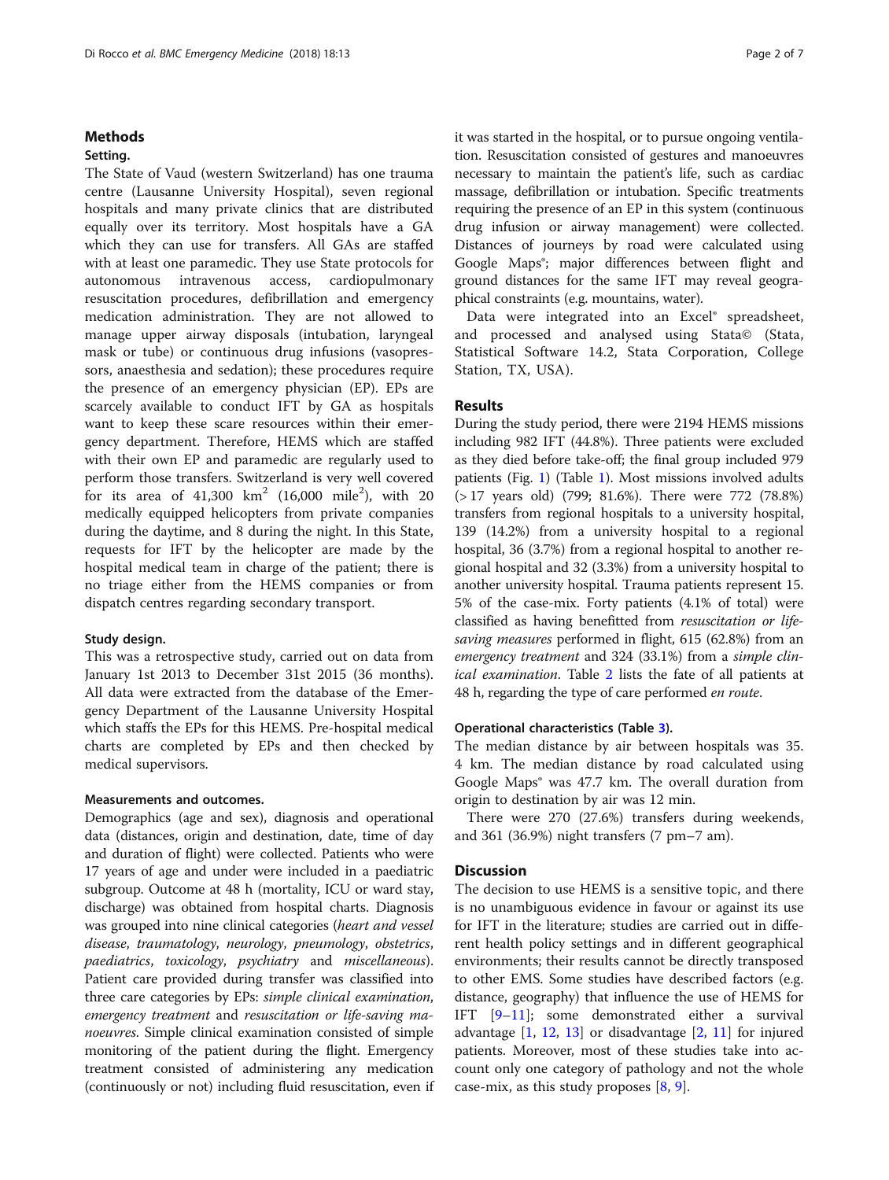## Methods

### Setting.

The State of Vaud (western Switzerland) has one trauma centre (Lausanne University Hospital), seven regional hospitals and many private clinics that are distributed equally over its territory. Most hospitals have a GA which they can use for transfers. All GAs are staffed with at least one paramedic. They use State protocols for autonomous intravenous access, cardiopulmonary resuscitation procedures, defibrillation and emergency medication administration. They are not allowed to manage upper airway disposals (intubation, laryngeal mask or tube) or continuous drug infusions (vasopressors, anaesthesia and sedation); these procedures require the presence of an emergency physician (EP). EPs are scarcely available to conduct IFT by GA as hospitals want to keep these scare resources within their emergency department. Therefore, HEMS which are staffed with their own EP and paramedic are regularly used to perform those transfers. Switzerland is very well covered for its area of 41,300 km$^2$ (16,000 mile$^2$), with 20 medically equipped helicopters from private companies during the daytime, and 8 during the night. In this State, requests for IFT by the helicopter are made by the hospital medical team in charge of the patient; there is no triage either from the HEMS companies or from dispatch centres regarding secondary transport.

### Study design.

This was a retrospective study, carried out on data from January 1st 2013 to December 31st 2015 (36 months). All data were extracted from the database of the Emergency Department of the Lausanne University Hospital which staffs the EPs for this HEMS. Pre-hospital medical charts are completed by EPs and then checked by medical supervisors.

### Measurements and outcomes.

Demographics (age and sex), diagnosis and operational data (distances, origin and destination, date, time of day and duration of flight) were collected. Patients who were 17 years of age and under were included in a paediatric subgroup. Outcome at 48 h (mortality, ICU or ward stay, discharge) was obtained from hospital charts. Diagnosis was grouped into nine clinical categories (*heart and vessel disease*, *traumatology*, *neurology*, *pneumology*, *obstetrics*, *paediatrics*, *toxicology*, *psychiatry* and *miscellaneous*). Patient care provided during transfer was classified into three care categories by EPs: *simple clinical examination*, *emergency treatment* and *resuscitation or life-saving manoeuvres*. Simple clinical examination consisted of simple monitoring of the patient during the flight. Emergency treatment consisted of administering any medication (continuously or not) including fluid resuscitation, even if it was started in the hospital, or to pursue ongoing ventilation. Resuscitation consisted of gestures and manoeuvres necessary to maintain the patient's life, such as cardiac massage, defibrillation or intubation. Specific treatments requiring the presence of an EP in this system (continuous drug infusion or airway management) were collected. Distances of journeys by road were calculated using Google Maps®; major differences between flight and ground distances for the same IFT may reveal geographical constraints (e.g. mountains, water).

Data were integrated into an Excel® spreadsheet, and processed and analysed using Stata© (Stata, Statistical Software 14.2, Stata Corporation, College Station, TX, USA).

## Results

During the study period, there were 2194 HEMS missions including 982 IFT (44.8%). Three patients were excluded as they died before take-off; the final group included 979 patients (Fig. 1) (Table 1). Most missions involved adults (> 17 years old) (799; 81.6%). There were 772 (78.8%) transfers from regional hospitals to a university hospital, 139 (14.2%) from a university hospital to a regional hospital, 36 (3.7%) from a regional hospital to another regional hospital and 32 (3.3%) from a university hospital to another university hospital. Trauma patients represent 15.5% of the case-mix. Forty patients (4.1% of total) were classified as having benefitted from *resuscitation or life-saving measures* performed in flight, 615 (62.8%) from an *emergency treatment* and 324 (33.1%) from a *simple clinical examination*. Table 2 lists the fate of all patients at 48 h, regarding the type of care performed *en route*.

### Operational characteristics (Table 3).

The median distance by air between hospitals was 35.4 km. The median distance by road calculated using Google Maps® was 47.7 km. The overall duration from origin to destination by air was 12 min.

There were 270 (27.6%) transfers during weekends, and 361 (36.9%) night transfers (7 pm–7 am).

## Discussion

The decision to use HEMS is a sensitive topic, and there is no unambiguous evidence in favour or against its use for IFT in the literature; studies are carried out in different health policy settings and in different geographical environments; their results cannot be directly transposed to other EMS. Some studies have described factors (e.g. distance, geography) that influence the use of HEMS for IFT [9–11]; some demonstrated either a survival advantage [1, 12, 13] or disadvantage [2, 11] for injured patients. Moreover, most of these studies take into account only one category of pathology and not the whole case-mix, as this study proposes [8, 9].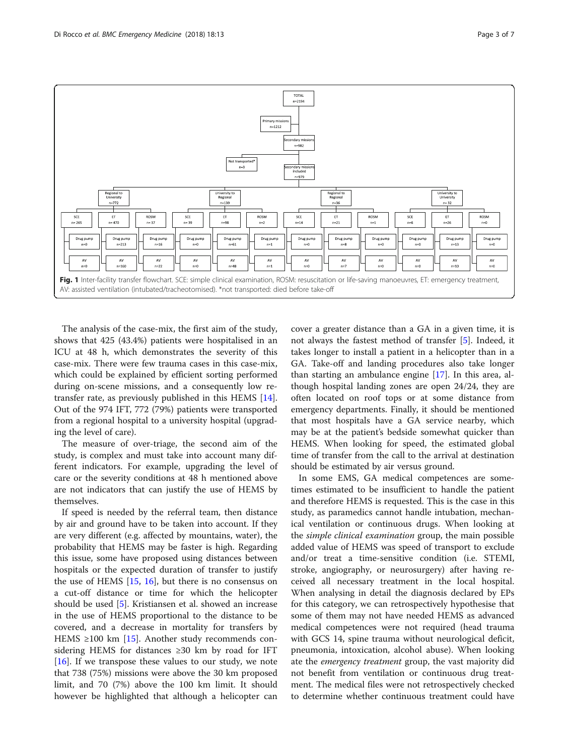TOTAL n=2194

Primary missions n=1212

Secondary missions n=982

Not transported* n=3

Secondary missions included n=979

| | Regional to University n=772 | | | University to Regional n=139 | | | Regional to Regional n=36 | | | University to University n=32 | | |
|---|---|---|---|---|---|---|---|---|---|---|---|---|
| | SCE n=265 | ET n=470 | ROSM n=37 | SCE n=39 | ET n=98 | ROSM n=2 | SCE n=14 | ET n=21 | ROSM n=1 | SCE n=6 | ET n=26 | ROSM n=0 |
| Drug pump | n=0 | n=213 | n=16 | n=0 | n=61 | n=1 | n=0 | n=8 | n=0 | n=0 | n=13 | n=0 |
| AV | n=0 | n=160 | n=22 | n=0 | n=48 | n=1 | n=0 | n=7 | n=0 | n=0 | n=10 | n=0 |

**Fig. 1** Inter-facility transfer flowchart. SCE: simple clinical examination, ROSM: resuscitation or life-saving manoeuvres, ET: emergency treatment, AV: assisted ventilation (intubated/tracheotomised). *not transported: died before take-off

The analysis of the case-mix, the first aim of the study, shows that 425 (43.4%) patients were hospitalised in an ICU at 48 h, which demonstrates the severity of this case-mix. There were few trauma cases in this case-mix, which could be explained by efficient sorting performed during on-scene missions, and a consequently low re-transfer rate, as previously published in this HEMS [14]. Out of the 974 IFT, 772 (79%) patients were transported from a regional hospital to a university hospital (upgrading the level of care).

The measure of over-triage, the second aim of the study, is complex and must take into account many different indicators. For example, upgrading the level of care or the severity conditions at 48 h mentioned above are not indicators that can justify the use of HEMS by themselves.

If speed is needed by the referral team, then distance by air and ground have to be taken into account. If they are very different (e.g. affected by mountains, water), the probability that HEMS may be faster is high. Regarding this issue, some have proposed using distances between hospitals or the expected duration of transfer to justify the use of HEMS [15, 16], but there is no consensus on a cut-off distance or time for which the helicopter should be used [5]. Kristiansen et al. showed an increase in the use of HEMS proportional to the distance to be covered, and a decrease in mortality for transfers by HEMS ≥100 km [15]. Another study recommends considering HEMS for distances ≥30 km by road for IFT [16]. If we transpose these values to our study, we note that 738 (75%) missions were above the 30 km proposed limit, and 70 (7%) above the 100 km limit. It should however be highlighted that although a helicopter can cover a greater distance than a GA in a given time, it is not always the fastest method of transfer [5]. Indeed, it takes longer to install a patient in a helicopter than in a GA. Take-off and landing procedures also take longer than starting an ambulance engine [17]. In this area, although hospital landing zones are open 24/24, they are often located on roof tops or at some distance from emergency departments. Finally, it should be mentioned that most hospitals have a GA service nearby, which may be at the patient's bedside somewhat quicker than HEMS. When looking for speed, the estimated global time of transfer from the call to the arrival at destination should be estimated by air versus ground.

In some EMS, GA medical competences are sometimes estimated to be insufficient to handle the patient and therefore HEMS is requested. This is the case in this study, as paramedics cannot handle intubation, mechanical ventilation or continuous drugs. When looking at the *simple clinical examination* group, the main possible added value of HEMS was speed of transport to exclude and/or treat a time-sensitive condition (i.e. STEMI, stroke, angiography, or neurosurgery) after having received all necessary treatment in the local hospital. When analysing in detail the diagnosis declared by EPs for this category, we can retrospectively hypothesise that some of them may not have needed HEMS as advanced medical competences were not required (head trauma with GCS 14, spine trauma without neurological deficit, pneumonia, intoxication, alcohol abuse). When looking ate the *emergency treatment* group, the vast majority did not benefit from ventilation or continuous drug treatment. The medical files were not retrospectively checked to determine whether continuous treatment could have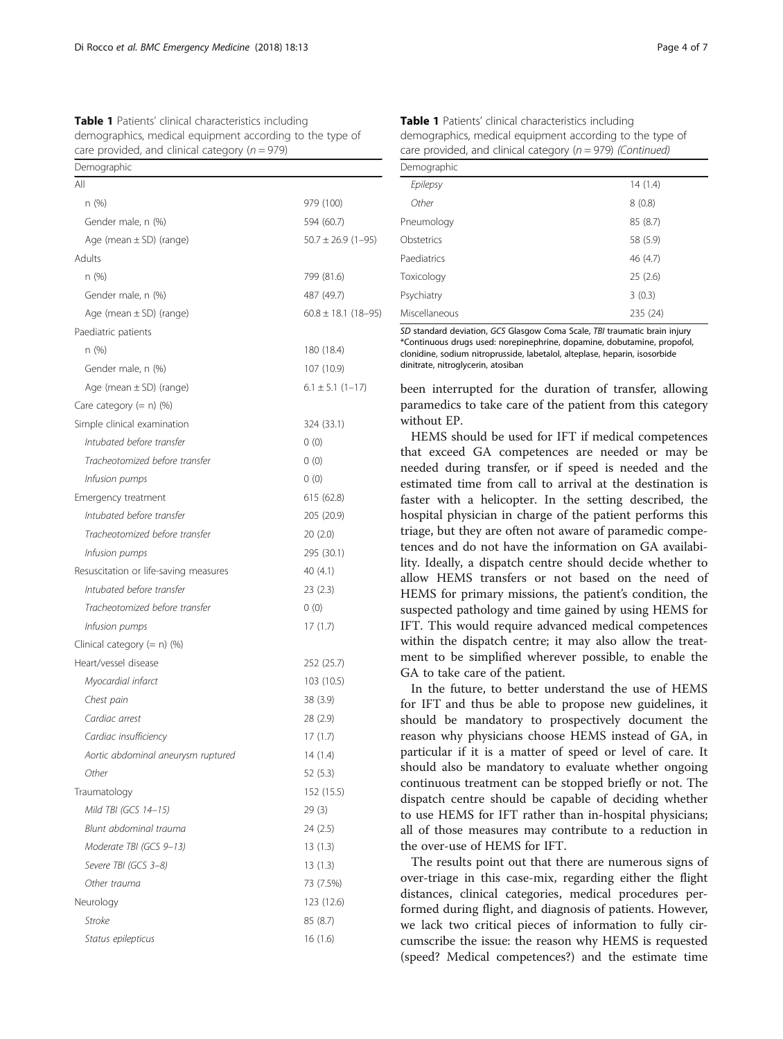**Table 1** Patients' clinical characteristics including demographics, medical equipment according to the type of care provided, and clinical category (*n* = 979)

| Demographic | |
|---|---|
| All | |
| n (%) | 979 (100) |
| Gender male, n (%) | 594 (60.7) |
| Age (mean ± SD) (range) | 50.7 ± 26.9 (1–95) |
| Adults | |
| n (%) | 799 (81.6) |
| Gender male, n (%) | 487 (49.7) |
| Age (mean ± SD) (range) | 60.8 ± 18.1 (18–95) |
| Paediatric patients | |
| n (%) | 180 (18.4) |
| Gender male, n (%) | 107 (10.9) |
| Age (mean ± SD) (range) | 6.1 ± 5.1 (1–17) |
| Care category (= n) (%) | |
| Simple clinical examination | 324 (33.1) |
| *Intubated before transfer* | 0 (0) |
| *Tracheotomized before transfer* | 0 (0) |
| *Infusion pumps* | 0 (0) |
| Emergency treatment | 615 (62.8) |
| *Intubated before transfer* | 205 (20.9) |
| *Tracheotomized before transfer* | 20 (2.0) |
| *Infusion pumps* | 295 (30.1) |
| Resuscitation or life-saving measures | 40 (4.1) |
| *Intubated before transfer* | 23 (2.3) |
| *Tracheotomized before transfer* | 0 (0) |
| *Infusion pumps* | 17 (1.7) |
| Clinical category (= n) (%) | |
| Heart/vessel disease | 252 (25.7) |
| *Myocardial infarct* | 103 (10.5) |
| *Chest pain* | 38 (3.9) |
| *Cardiac arrest* | 28 (2.9) |
| *Cardiac insufficiency* | 17 (1.7) |
| *Aortic abdominal aneurysm ruptured* | 14 (1.4) |
| *Other* | 52 (5.3) |
| Traumatology | 152 (15.5) |
| *Mild TBI (GCS 14–15)* | 29 (3) |
| *Blunt abdominal trauma* | 24 (2.5) |
| *Moderate TBI (GCS 9–13)* | 13 (1.3) |
| *Severe TBI (GCS 3–8)* | 13 (1.3) |
| *Other trauma* | 73 (7.5%) |
| Neurology | 123 (12.6) |
| *Stroke* | 85 (8.7) |
| *Status epilepticus* | 16 (1.6) |
| *Epilepsy* | 14 (1.4) |
| *Other* | 8 (0.8) |
| Pneumology | 85 (8.7) |
| Obstetrics | 58 (5.9) |
| Paediatrics | 46 (4.7) |
| Toxicology | 25 (2.6) |
| Psychiatry | 3 (0.3) |
| Miscellaneous | 235 (24) |

*SD* standard deviation, *GCS* Glasgow Coma Scale, *TBI* traumatic brain injury
*Continuous drugs used: norepinephrine, dopamine, dobutamine, propofol, clonidine, sodium nitroprusside, labetalol, alteplase, heparin, isosorbide dinitrate, nitroglycerin, atosiban

been interrupted for the duration of transfer, allowing paramedics to take care of the patient from this category without EP.

HEMS should be used for IFT if medical competences that exceed GA competences are needed or may be needed during transfer, or if speed is needed and the estimated time from call to arrival at the destination is faster with a helicopter. In the setting described, the hospital physician in charge of the patient performs this triage, but they are often not aware of paramedic competences and do not have the information on GA availability. Ideally, a dispatch centre should decide whether to allow HEMS transfers or not based on the need of HEMS for primary missions, the patient's condition, the suspected pathology and time gained by using HEMS for IFT. This would require advanced medical competences within the dispatch centre; it may also allow the treatment to be simplified wherever possible, to enable the GA to take care of the patient.

In the future, to better understand the use of HEMS for IFT and thus be able to propose new guidelines, it should be mandatory to prospectively document the reason why physicians choose HEMS instead of GA, in particular if it is a matter of speed or level of care. It should also be mandatory to evaluate whether ongoing continuous treatment can be stopped briefly or not. The dispatch centre should be capable of deciding whether to use HEMS for IFT rather than in-hospital physicians; all of those measures may contribute to a reduction in the over-use of HEMS for IFT.

The results point out that there are numerous signs of over-triage in this case-mix, regarding either the flight distances, clinical categories, medical procedures performed during flight, and diagnosis of patients. However, we lack two critical pieces of information to fully circumscribe the issue: the reason why HEMS is requested (speed? Medical competences?) and the estimate time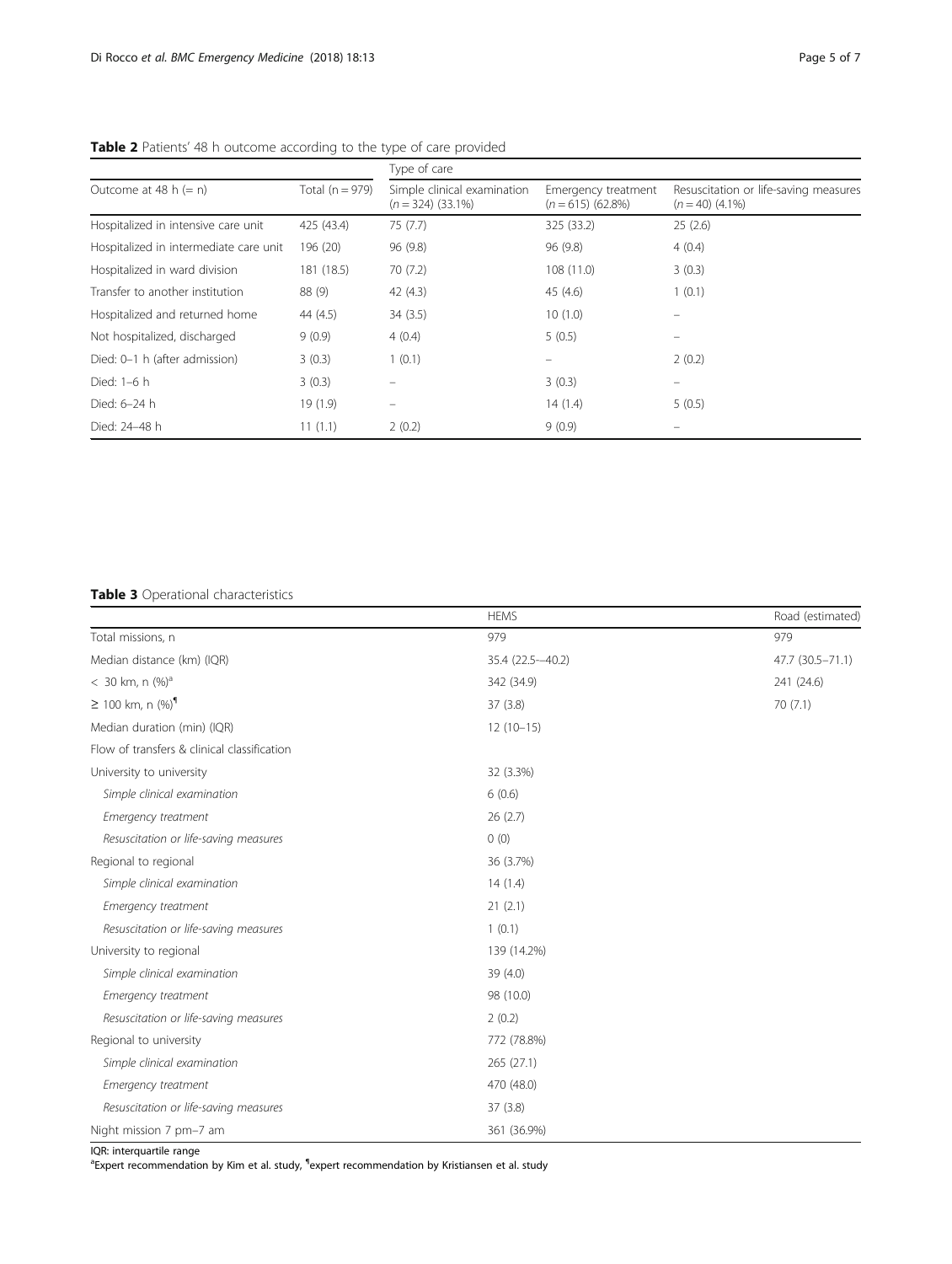**Table 2** Patients' 48 h outcome according to the type of care provided

| Outcome at 48 h (= n) | Total (n = 979) | Type of care | | |
|---|---|---|---|---|
| | | Simple clinical examination (*n* = 324) (33.1%) | Emergency treatment (*n* = 615) (62.8%) | Resuscitation or life-saving measures (*n* = 40) (4.1%) |
| Hospitalized in intensive care unit | 425 (43.4) | 75 (7.7) | 325 (33.2) | 25 (2.6) |
| Hospitalized in intermediate care unit | 196 (20) | 96 (9.8) | 96 (9.8) | 4 (0.4) |
| Hospitalized in ward division | 181 (18.5) | 70 (7.2) | 108 (11.0) | 3 (0.3) |
| Transfer to another institution | 88 (9) | 42 (4.3) | 45 (4.6) | 1 (0.1) |
| Hospitalized and returned home | 44 (4.5) | 34 (3.5) | 10 (1.0) | – |
| Not hospitalized, discharged | 9 (0.9) | 4 (0.4) | 5 (0.5) | – |
| Died: 0–1 h (after admission) | 3 (0.3) | 1 (0.1) | – | 2 (0.2) |
| Died: 1–6 h | 3 (0.3) | – | 3 (0.3) | – |
| Died: 6–24 h | 19 (1.9) | – | 14 (1.4) | 5 (0.5) |
| Died: 24–48 h | 11 (1.1) | 2 (0.2) | 9 (0.9) | – |

**Table 3** Operational characteristics

| | HEMS | Road (estimated) |
|---|---|---|
| Total missions, n | 979 | 979 |
| Median distance (km) (IQR) | 35.4 (22.5-–40.2) | 47.7 (30.5–71.1) |
| < 30 km, n (%)[a] | 342 (34.9) | 241 (24.6) |
| ≥ 100 km, n (%)[¶] | 37 (3.8) | 70 (7.1) |
| Median duration (min) (IQR) | 12 (10–15) | |
| Flow of transfers & clinical classification | | |
| University to university | 32 (3.3%) | |
| *Simple clinical examination* | 6 (0.6) | |
| *Emergency treatment* | 26 (2.7) | |
| *Resuscitation or life-saving measures* | 0 (0) | |
| Regional to regional | 36 (3.7%) | |
| *Simple clinical examination* | 14 (1.4) | |
| *Emergency treatment* | 21 (2.1) | |
| *Resuscitation or life-saving measures* | 1 (0.1) | |
| University to regional | 139 (14.2%) | |
| *Simple clinical examination* | 39 (4.0) | |
| *Emergency treatment* | 98 (10.0) | |
| *Resuscitation or life-saving measures* | 2 (0.2) | |
| Regional to university | 772 (78.8%) | |
| *Simple clinical examination* | 265 (27.1) | |
| *Emergency treatment* | 470 (48.0) | |
| *Resuscitation or life-saving measures* | 37 (3.8) | |
| Night mission 7 pm–7 am | 361 (36.9%) | |

IQR: interquartile range
[a]Expert recommendation by Kim et al. study, [¶]expert recommendation by Kristiansen et al. study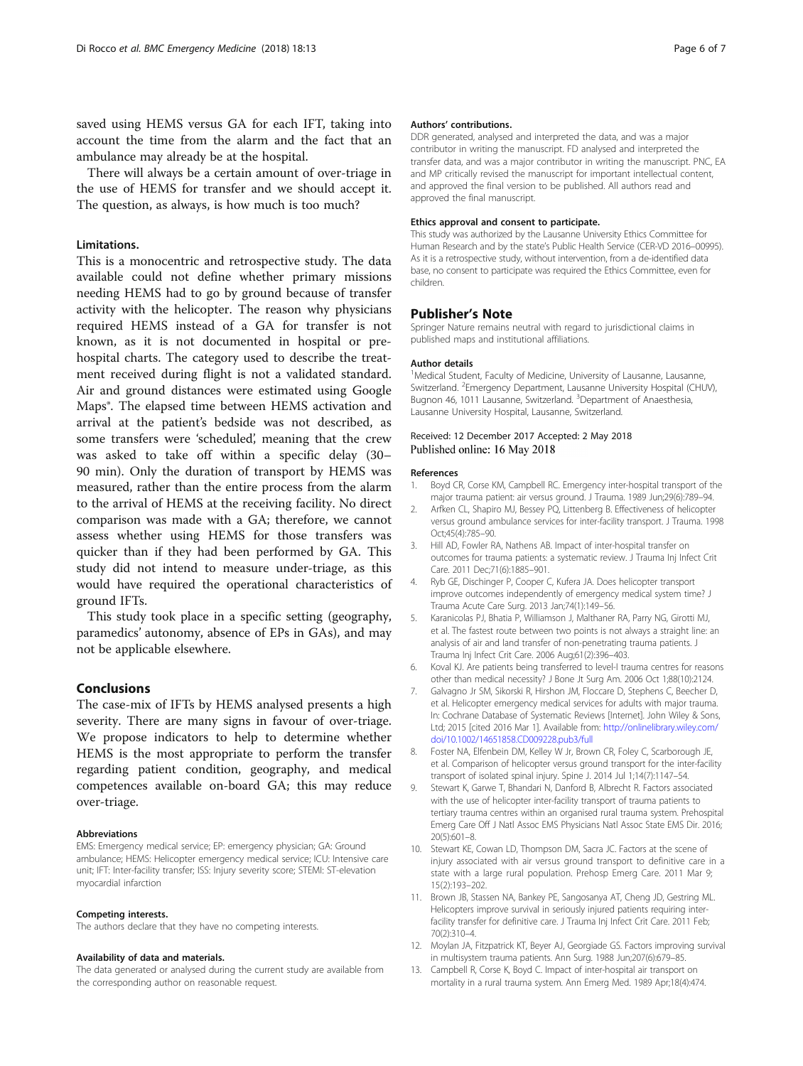saved using HEMS versus GA for each IFT, taking into account the time from the alarm and the fact that an ambulance may already be at the hospital.

There will always be a certain amount of over-triage in the use of HEMS for transfer and we should accept it. The question, as always, is how much is too much?

### Limitations.

This is a monocentric and retrospective study. The data available could not define whether primary missions needing HEMS had to go by ground because of transfer activity with the helicopter. The reason why physicians required HEMS instead of a GA for transfer is not known, as it is not documented in hospital or pre-hospital charts. The category used to describe the treatment received during flight is not a validated standard. Air and ground distances were estimated using Google Maps®. The elapsed time between HEMS activation and arrival at the patient's bedside was not described, as some transfers were 'scheduled', meaning that the crew was asked to take off within a specific delay (30–90 min). Only the duration of transport by HEMS was measured, rather than the entire process from the alarm to the arrival of HEMS at the receiving facility. No direct comparison was made with a GA; therefore, we cannot assess whether using HEMS for those transfers was quicker than if they had been performed by GA. This study did not intend to measure under-triage, as this would have required the operational characteristics of ground IFTs.

This study took place in a specific setting (geography, paramedics' autonomy, absence of EPs in GAs), and may not be applicable elsewhere.

## Conclusions

The case-mix of IFTs by HEMS analysed presents a high severity. There are many signs in favour of over-triage. We propose indicators to help to determine whether HEMS is the most appropriate to perform the transfer regarding patient condition, geography, and medical competences available on-board GA; this may reduce over-triage.

#### Abbreviations

EMS: Emergency medical service; EP: emergency physician; GA: Ground ambulance; HEMS: Helicopter emergency medical service; ICU: Intensive care unit; IFT: Inter-facility transfer; ISS: Injury severity score; STEMI: ST-elevation myocardial infarction

#### Competing interests.

The authors declare that they have no competing interests.

#### Availability of data and materials.

The data generated or analysed during the current study are available from the corresponding author on reasonable request.

#### Authors' contributions.

DDR generated, analysed and interpreted the data, and was a major contributor in writing the manuscript. FD analysed and interpreted the transfer data, and was a major contributor in writing the manuscript. PNC, EA and MP critically revised the manuscript for important intellectual content, and approved the final version to be published. All authors read and approved the final manuscript.

#### Ethics approval and consent to participate.

This study was authorized by the Lausanne University Ethics Committee for Human Research and by the state's Public Health Service (CER-VD 2016–00995). As it is a retrospective study, without intervention, from a de-identified data base, no consent to participate was required the Ethics Committee, even for children.

## Publisher's Note

Springer Nature remains neutral with regard to jurisdictional claims in published maps and institutional affiliations.

#### Author details

[1]Medical Student, Faculty of Medicine, University of Lausanne, Lausanne, Switzerland. [2]Emergency Department, Lausanne University Hospital (CHUV), Bugnon 46, 1011 Lausanne, Switzerland. [3]Department of Anaesthesia, Lausanne University Hospital, Lausanne, Switzerland.

Received: 12 December 2017 Accepted: 2 May 2018
Published online: 16 May 2018

#### References

1. Boyd CR, Corse KM, Campbell RC. Emergency inter-hospital transport of the major trauma patient: air versus ground. J Trauma. 1989 Jun;29(6):789–94.
2. Arfken CL, Shapiro MJ, Bessey PQ, Littenberg B. Effectiveness of helicopter versus ground ambulance services for inter-facility transport. J Trauma. 1998 Oct;45(4):785–90.
3. Hill AD, Fowler RA, Nathens AB. Impact of inter-hospital transfer on outcomes for trauma patients: a systematic review. J Trauma Inj Infect Crit Care. 2011 Dec;71(6):1885–901.
4. Ryb GE, Dischinger P, Cooper C, Kufera JA. Does helicopter transport improve outcomes independently of emergency medical system time? J Trauma Acute Care Surg. 2013 Jan;74(1):149–56.
5. Karanicolas PJ, Bhatia P, Williamson J, Malthaner RA, Parry NG, Girotti MJ, et al. The fastest route between two points is not always a straight line: an analysis of air and land transfer of non-penetrating trauma patients. J Trauma Inj Infect Crit Care. 2006 Aug;61(2):396–403.
6. Koval KJ. Are patients being transferred to level-I trauma centres for reasons other than medical necessity? J Bone Jt Surg Am. 2006 Oct 1;88(10):2124.
7. Galvagno Jr SM, Sikorski R, Hirshon JM, Floccare D, Stephens C, Beecher D, et al. Helicopter emergency medical services for adults with major trauma. In: Cochrane Database of Systematic Reviews [Internet]. John Wiley & Sons, Ltd; 2015 [cited 2016 Mar 1]. Available from: http://onlinelibrary.wiley.com/doi/10.1002/14651858.CD009228.pub3/full
8. Foster NA, Elfenbein DM, Kelley W Jr, Brown CR, Foley C, Scarborough JE, et al. Comparison of helicopter versus ground transport for the inter-facility transport of isolated spinal injury. Spine J. 2014 Jul 1;14(7):1147–54.
9. Stewart K, Garwe T, Bhandari N, Danford B, Albrecht R. Factors associated with the use of helicopter inter-facility transport of trauma patients to tertiary trauma centres within an organised rural trauma system. Prehospital Emerg Care Off J Natl Assoc EMS Physicians Natl Assoc State EMS Dir. 2016; 20(5):601–8.
10. Stewart KE, Cowan LD, Thompson DM, Sacra JC. Factors at the scene of injury associated with air versus ground transport to definitive care in a state with a large rural population. Prehosp Emerg Care. 2011 Mar 9; 15(2):193–202.
11. Brown JB, Stassen NA, Bankey PE, Sangosanya AT, Cheng JD, Gestring ML. Helicopters improve survival in seriously injured patients requiring inter-facility transfer for definitive care. J Trauma Inj Infect Crit Care. 2011 Feb; 70(2):310–4.
12. Moylan JA, Fitzpatrick KT, Beyer AJ, Georgiade GS. Factors improving survival in multisystem trauma patients. Ann Surg. 1988 Jun;207(6):679–85.
13. Campbell R, Corse K, Boyd C. Impact of inter-hospital air transport on mortality in a rural trauma system. Ann Emerg Med. 1989 Apr;18(4):474.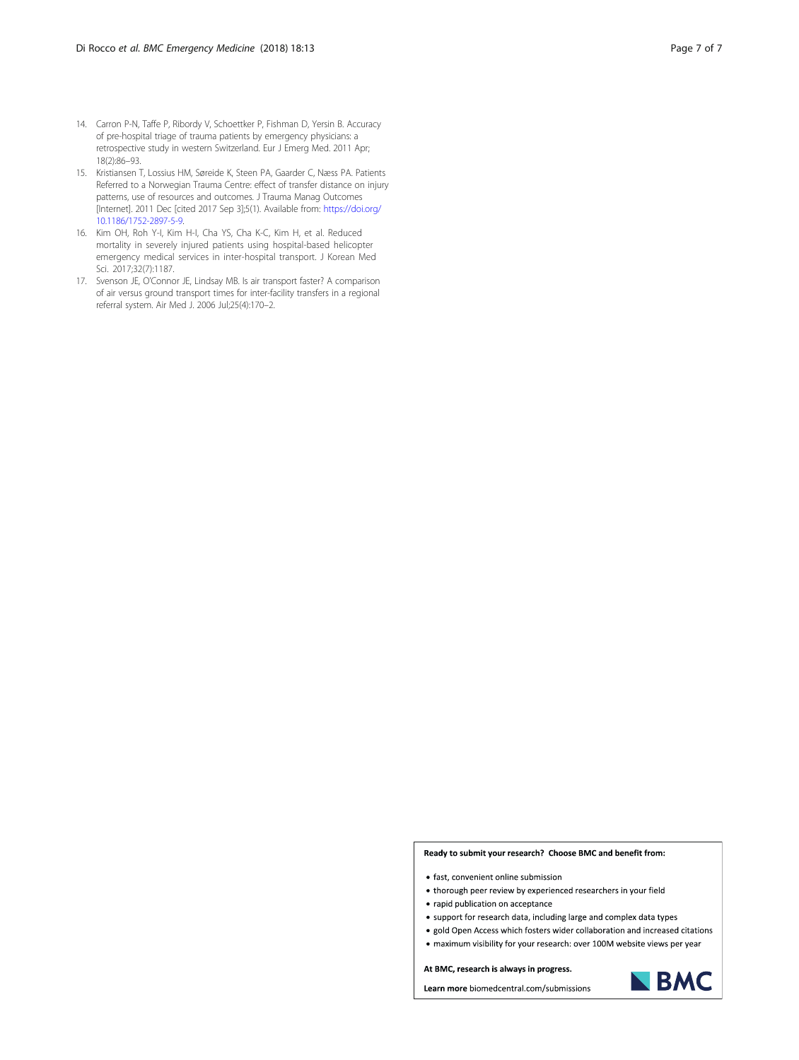14. Carron P-N, Taffe P, Ribordy V, Schoettker P, Fishman D, Yersin B. Accuracy of pre-hospital triage of trauma patients by emergency physicians: a retrospective study in western Switzerland. Eur J Emerg Med. 2011 Apr; 18(2):86–93.
15. Kristiansen T, Lossius HM, Søreide K, Steen PA, Gaarder C, Næss PA. Patients Referred to a Norwegian Trauma Centre: effect of transfer distance on injury patterns, use of resources and outcomes. J Trauma Manag Outcomes [Internet]. 2011 Dec [cited 2017 Sep 3];5(1). Available from: https://doi.org/10.1186/1752-2897-5-9.
16. Kim OH, Roh Y-I, Kim H-I, Cha YS, Cha K-C, Kim H, et al. Reduced mortality in severely injured patients using hospital-based helicopter emergency medical services in inter-hospital transport. J Korean Med Sci. 2017;32(7):1187.
17. Svenson JE, O'Connor JE, Lindsay MB. Is air transport faster? A comparison of air versus ground transport times for inter-facility transfers in a regional referral system. Air Med J. 2006 Jul;25(4):170–2.

**Ready to submit your research? Choose BMC and benefit from:**

- fast, convenient online submission
- thorough peer review by experienced researchers in your field
- rapid publication on acceptance
- support for research data, including large and complex data types
- gold Open Access which fosters wider collaboration and increased citations
- maximum visibility for your research: over 100M website views per year

**At BMC, research is always in progress.**

**Learn more** biomedcentral.com/submissions

BMC